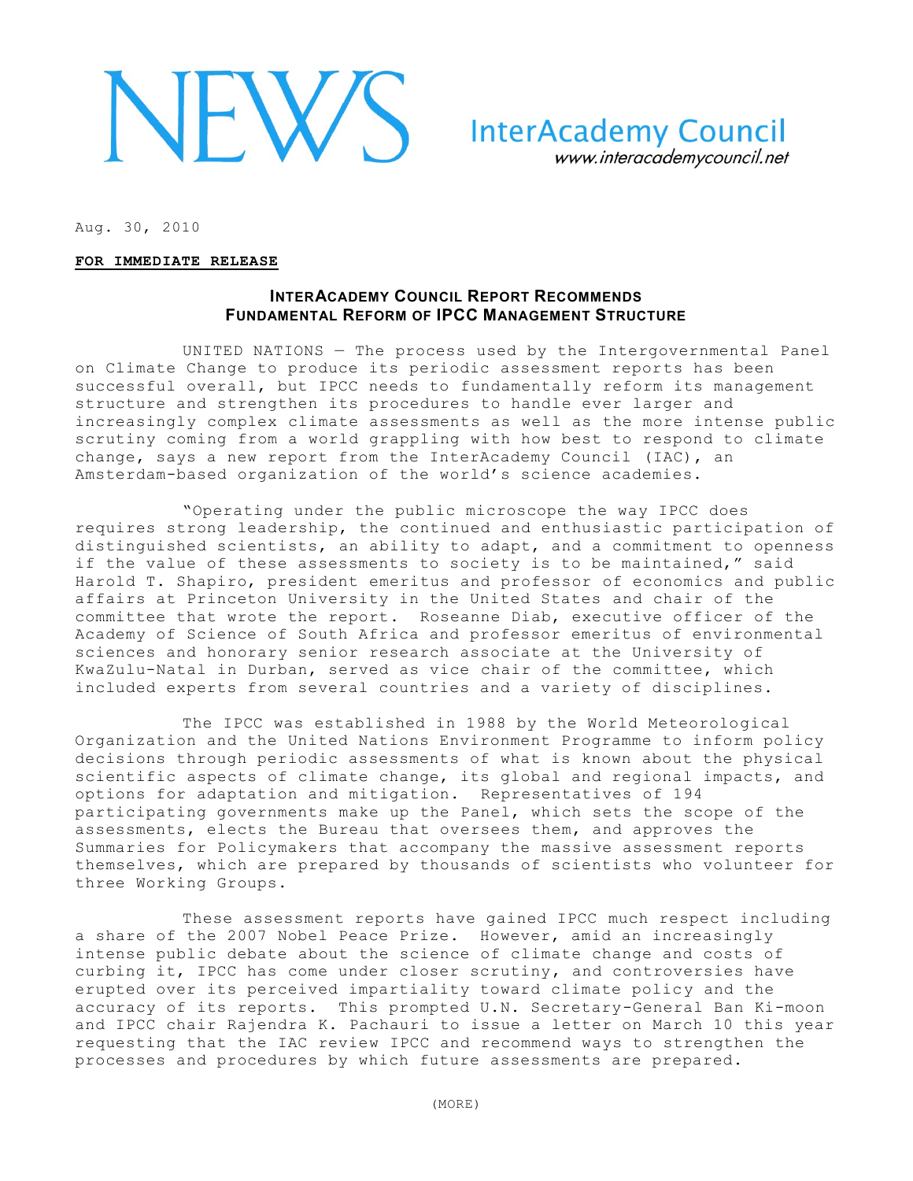# NEWS

**InterAcademy Council**
*www.interacademycouncil.net*

Aug. 30, 2010

**FOR IMMEDIATE RELEASE**

## INTERACADEMY COUNCIL REPORT RECOMMENDS FUNDAMENTAL REFORM OF IPCC MANAGEMENT STRUCTURE

UNITED NATIONS — The process used by the Intergovernmental Panel on Climate Change to produce its periodic assessment reports has been successful overall, but IPCC needs to fundamentally reform its management structure and strengthen its procedures to handle ever larger and increasingly complex climate assessments as well as the more intense public scrutiny coming from a world grappling with how best to respond to climate change, says a new report from the InterAcademy Council (IAC), an Amsterdam-based organization of the world's science academies.

"Operating under the public microscope the way IPCC does requires strong leadership, the continued and enthusiastic participation of distinguished scientists, an ability to adapt, and a commitment to openness if the value of these assessments to society is to be maintained," said Harold T. Shapiro, president emeritus and professor of economics and public affairs at Princeton University in the United States and chair of the committee that wrote the report. Roseanne Diab, executive officer of the Academy of Science of South Africa and professor emeritus of environmental sciences and honorary senior research associate at the University of KwaZulu-Natal in Durban, served as vice chair of the committee, which included experts from several countries and a variety of disciplines.

The IPCC was established in 1988 by the World Meteorological Organization and the United Nations Environment Programme to inform policy decisions through periodic assessments of what is known about the physical scientific aspects of climate change, its global and regional impacts, and options for adaptation and mitigation. Representatives of 194 participating governments make up the Panel, which sets the scope of the assessments, elects the Bureau that oversees them, and approves the Summaries for Policymakers that accompany the massive assessment reports themselves, which are prepared by thousands of scientists who volunteer for three Working Groups.

These assessment reports have gained IPCC much respect including a share of the 2007 Nobel Peace Prize. However, amid an increasingly intense public debate about the science of climate change and costs of curbing it, IPCC has come under closer scrutiny, and controversies have erupted over its perceived impartiality toward climate policy and the accuracy of its reports. This prompted U.N. Secretary-General Ban Ki-moon and IPCC chair Rajendra K. Pachauri to issue a letter on March 10 this year requesting that the IAC review IPCC and recommend ways to strengthen the processes and procedures by which future assessments are prepared.

(MORE)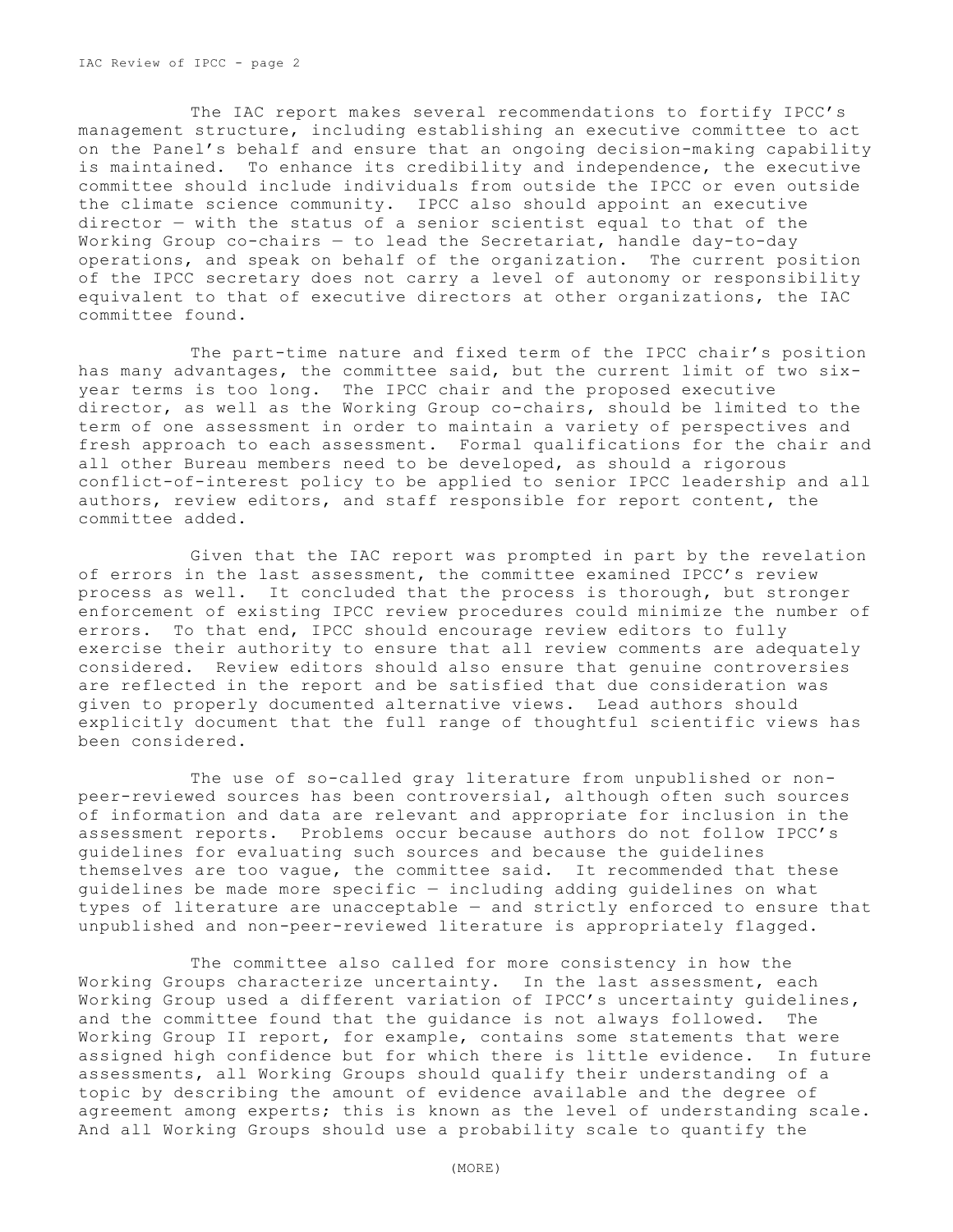The IAC report makes several recommendations to fortify IPCC's management structure, including establishing an executive committee to act on the Panel's behalf and ensure that an ongoing decision-making capability is maintained. To enhance its credibility and independence, the executive committee should include individuals from outside the IPCC or even outside the climate science community. IPCC also should appoint an executive director — with the status of a senior scientist equal to that of the Working Group co-chairs — to lead the Secretariat, handle day-to-day operations, and speak on behalf of the organization. The current position of the IPCC secretary does not carry a level of autonomy or responsibility equivalent to that of executive directors at other organizations, the IAC committee found.

The part-time nature and fixed term of the IPCC chair's position has many advantages, the committee said, but the current limit of two six-year terms is too long. The IPCC chair and the proposed executive director, as well as the Working Group co-chairs, should be limited to the term of one assessment in order to maintain a variety of perspectives and fresh approach to each assessment. Formal qualifications for the chair and all other Bureau members need to be developed, as should a rigorous conflict-of-interest policy to be applied to senior IPCC leadership and all authors, review editors, and staff responsible for report content, the committee added.

Given that the IAC report was prompted in part by the revelation of errors in the last assessment, the committee examined IPCC's review process as well. It concluded that the process is thorough, but stronger enforcement of existing IPCC review procedures could minimize the number of errors. To that end, IPCC should encourage review editors to fully exercise their authority to ensure that all review comments are adequately considered. Review editors should also ensure that genuine controversies are reflected in the report and be satisfied that due consideration was given to properly documented alternative views. Lead authors should explicitly document that the full range of thoughtful scientific views has been considered.

The use of so-called gray literature from unpublished or non-peer-reviewed sources has been controversial, although often such sources of information and data are relevant and appropriate for inclusion in the assessment reports. Problems occur because authors do not follow IPCC's guidelines for evaluating such sources and because the guidelines themselves are too vague, the committee said. It recommended that these guidelines be made more specific — including adding guidelines on what types of literature are unacceptable — and strictly enforced to ensure that unpublished and non-peer-reviewed literature is appropriately flagged.

The committee also called for more consistency in how the Working Groups characterize uncertainty. In the last assessment, each Working Group used a different variation of IPCC's uncertainty guidelines, and the committee found that the guidance is not always followed. The Working Group II report, for example, contains some statements that were assigned high confidence but for which there is little evidence. In future assessments, all Working Groups should qualify their understanding of a topic by describing the amount of evidence available and the degree of agreement among experts; this is known as the level of understanding scale. And all Working Groups should use a probability scale to quantify the

(MORE)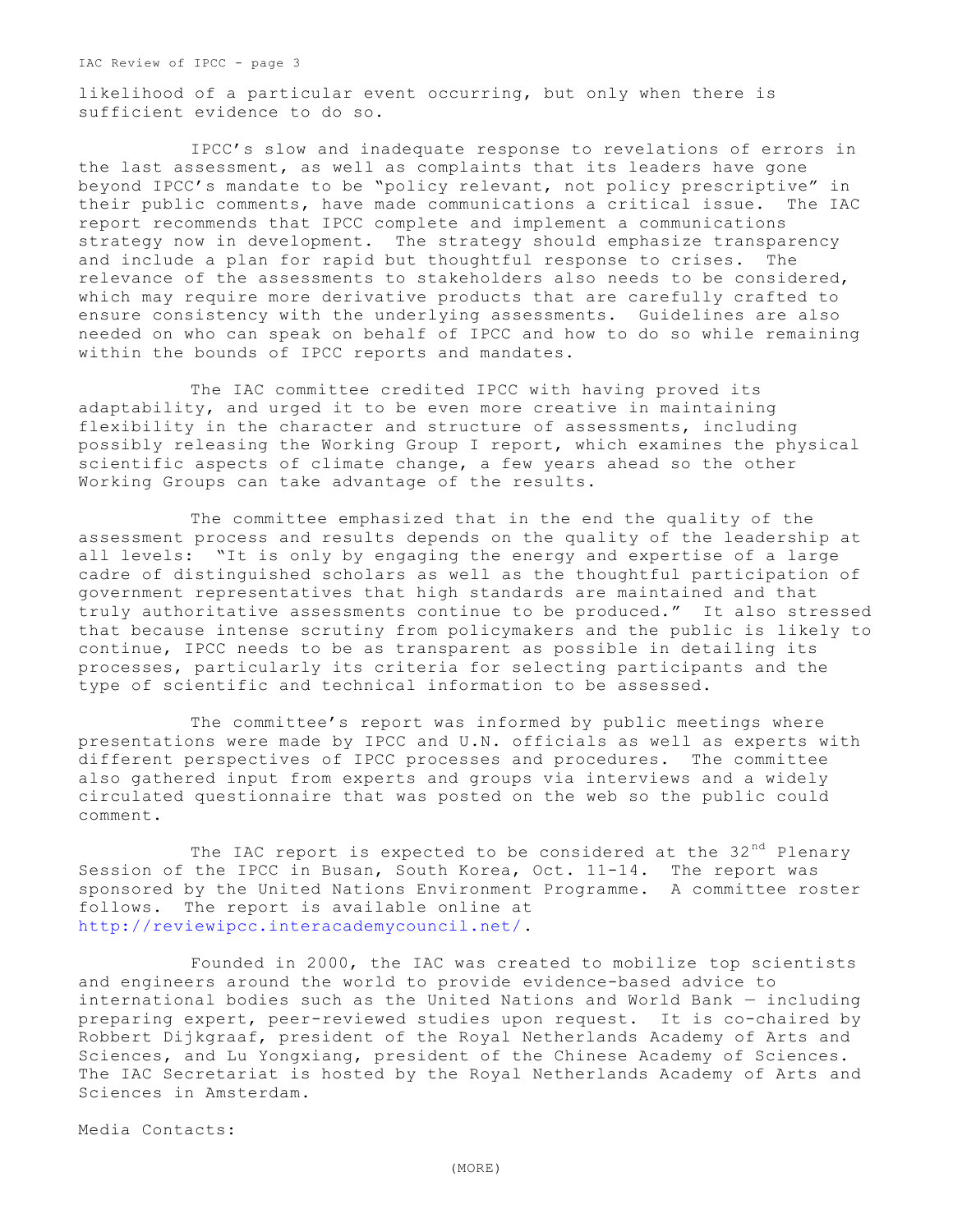likelihood of a particular event occurring, but only when there is sufficient evidence to do so.

IPCC's slow and inadequate response to revelations of errors in the last assessment, as well as complaints that its leaders have gone beyond IPCC's mandate to be "policy relevant, not policy prescriptive" in their public comments, have made communications a critical issue. The IAC report recommends that IPCC complete and implement a communications strategy now in development. The strategy should emphasize transparency and include a plan for rapid but thoughtful response to crises. The relevance of the assessments to stakeholders also needs to be considered, which may require more derivative products that are carefully crafted to ensure consistency with the underlying assessments. Guidelines are also needed on who can speak on behalf of IPCC and how to do so while remaining within the bounds of IPCC reports and mandates.

The IAC committee credited IPCC with having proved its adaptability, and urged it to be even more creative in maintaining flexibility in the character and structure of assessments, including possibly releasing the Working Group I report, which examines the physical scientific aspects of climate change, a few years ahead so the other Working Groups can take advantage of the results.

The committee emphasized that in the end the quality of the assessment process and results depends on the quality of the leadership at all levels: "It is only by engaging the energy and expertise of a large cadre of distinguished scholars as well as the thoughtful participation of government representatives that high standards are maintained and that truly authoritative assessments continue to be produced." It also stressed that because intense scrutiny from policymakers and the public is likely to continue, IPCC needs to be as transparent as possible in detailing its processes, particularly its criteria for selecting participants and the type of scientific and technical information to be assessed.

The committee's report was informed by public meetings where presentations were made by IPCC and U.N. officials as well as experts with different perspectives of IPCC processes and procedures. The committee also gathered input from experts and groups via interviews and a widely circulated questionnaire that was posted on the web so the public could comment.

The IAC report is expected to be considered at the 32nd Plenary Session of the IPCC in Busan, South Korea, Oct. 11-14. The report was sponsored by the United Nations Environment Programme. A committee roster follows. The report is available online at http://reviewipcc.interacademycouncil.net/.

Founded in 2000, the IAC was created to mobilize top scientists and engineers around the world to provide evidence-based advice to international bodies such as the United Nations and World Bank — including preparing expert, peer-reviewed studies upon request. It is co-chaired by Robbert Dijkgraaf, president of the Royal Netherlands Academy of Arts and Sciences, and Lu Yongxiang, president of the Chinese Academy of Sciences. The IAC Secretariat is hosted by the Royal Netherlands Academy of Arts and Sciences in Amsterdam.

Media Contacts:

(MORE)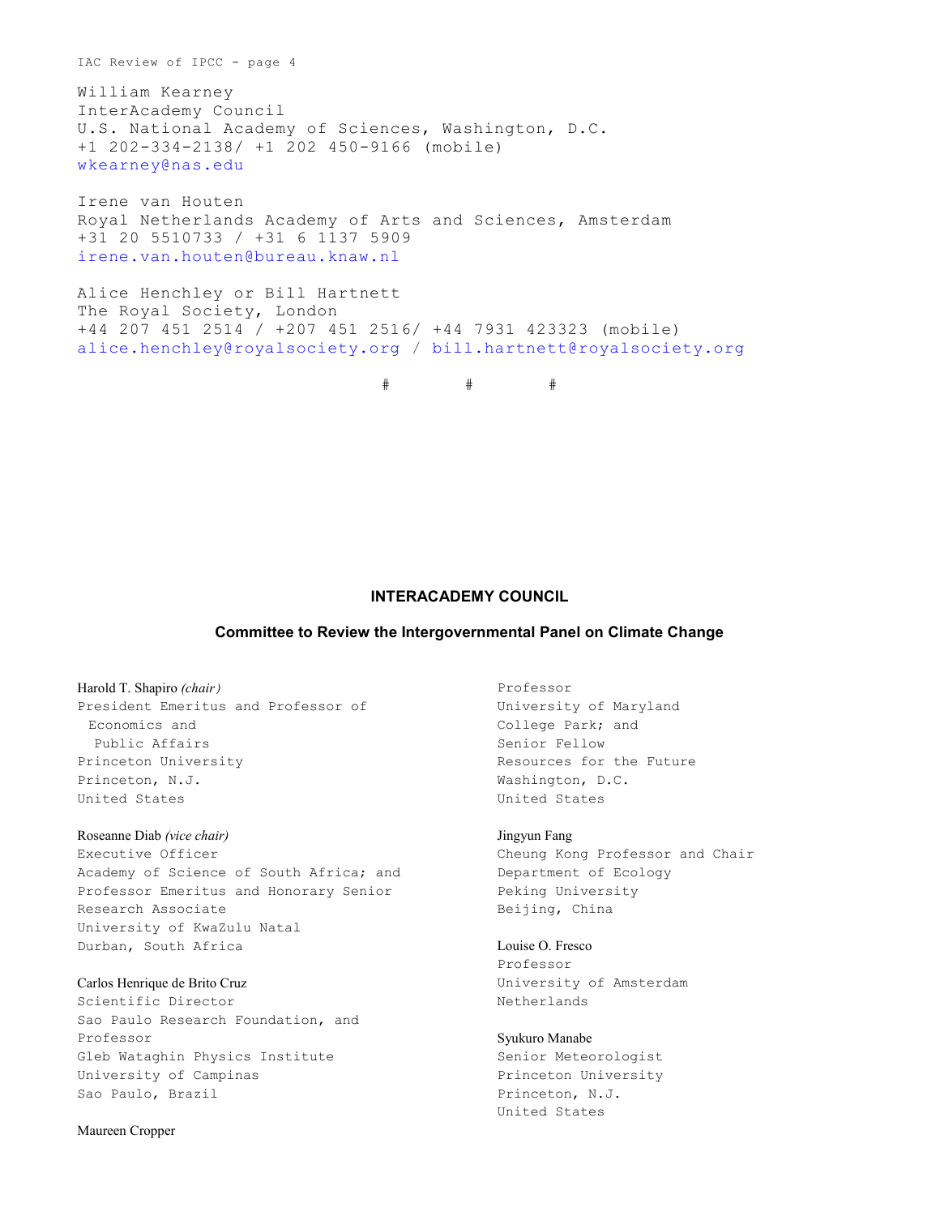William Kearney
InterAcademy Council
U.S. National Academy of Sciences, Washington, D.C.
+1 202-334-2138/ +1 202 450-9166 (mobile)
wkearney@nas.edu

Irene van Houten
Royal Netherlands Academy of Arts and Sciences, Amsterdam
+31 20 5510733 / +31 6 1137 5909
irene.van.houten@bureau.knaw.nl

Alice Henchley or Bill Hartnett
The Royal Society, London
+44 207 451 2514 / +207 451 2516/ +44 7931 423323 (mobile)
alice.henchley@royalsociety.org / bill.hartnett@royalsociety.org

# # #

## INTERACADEMY COUNCIL

### Committee to Review the Intergovernmental Panel on Climate Change

Harold T. Shapiro *(chair)*
President Emeritus and Professor of Economics and Public Affairs
Princeton University
Princeton, N.J.
United States

Roseanne Diab *(vice chair)*
Executive Officer
Academy of Science of South Africa; and
Professor Emeritus and Honorary Senior Research Associate
University of KwaZulu Natal
Durban, South Africa

Carlos Henrique de Brito Cruz
Scientific Director
Sao Paulo Research Foundation, and
Professor
Gleb Wataghin Physics Institute
University of Campinas
Sao Paulo, Brazil

Maureen Cropper
Professor
University of Maryland
College Park; and
Senior Fellow
Resources for the Future
Washington, D.C.
United States

Jingyun Fang
Cheung Kong Professor and Chair
Department of Ecology
Peking University
Beijing, China

Louise O. Fresco
Professor
University of Amsterdam
Netherlands

Syukuro Manabe
Senior Meteorologist
Princeton University
Princeton, N.J.
United States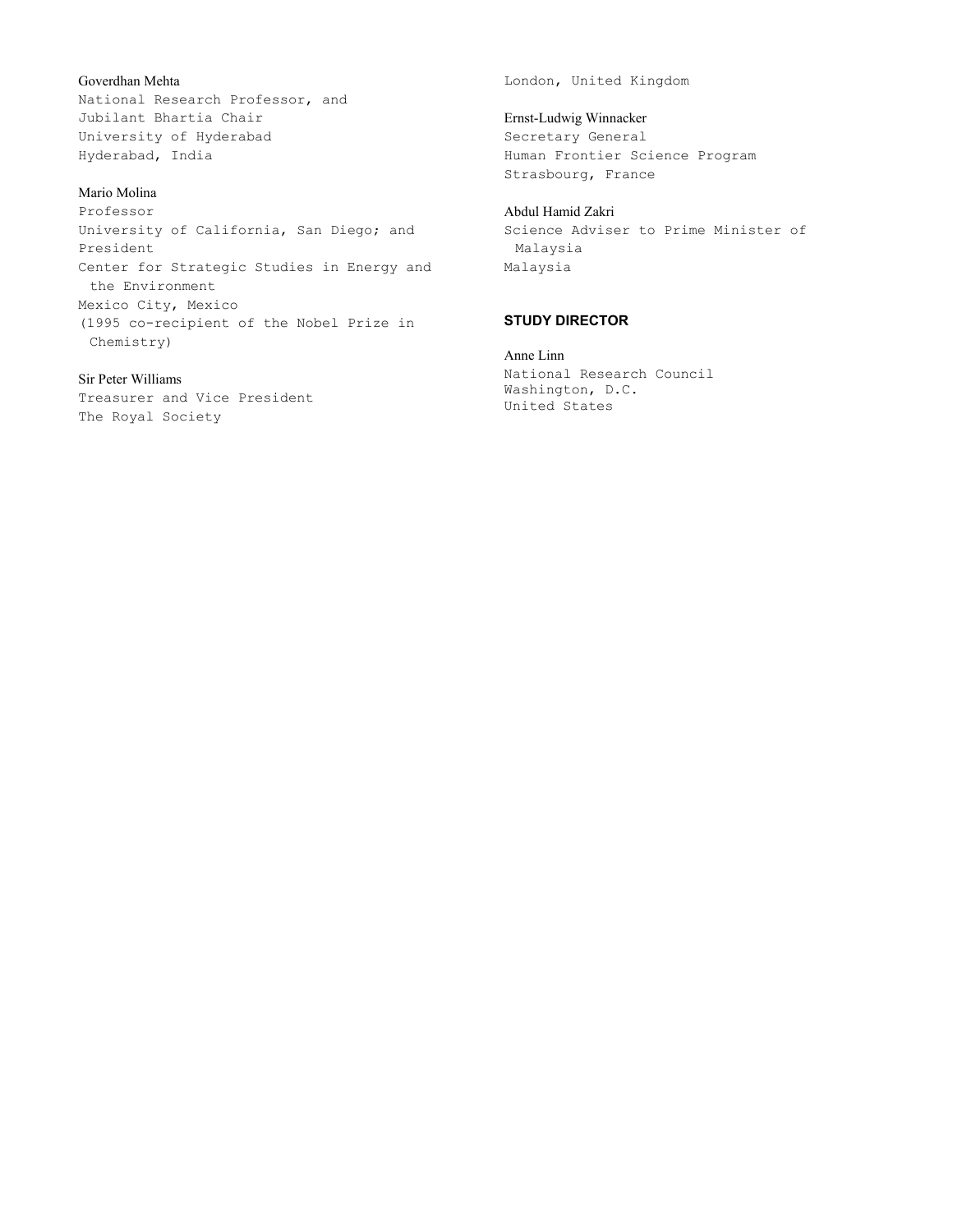Goverdhan Mehta
National Research Professor, and
Jubilant Bhartia Chair
University of Hyderabad
Hyderabad, India

Mario Molina
Professor
University of California, San Diego; and
President
Center for Strategic Studies in Energy and the Environment
Mexico City, Mexico
(1995 co-recipient of the Nobel Prize in Chemistry)

Sir Peter Williams
Treasurer and Vice President
The Royal Society
London, United Kingdom

Ernst-Ludwig Winnacker
Secretary General
Human Frontier Science Program
Strasbourg, France

Abdul Hamid Zakri
Science Adviser to Prime Minister of Malaysia
Malaysia

**STUDY DIRECTOR**

Anne Linn
National Research Council
Washington, D.C.
United States